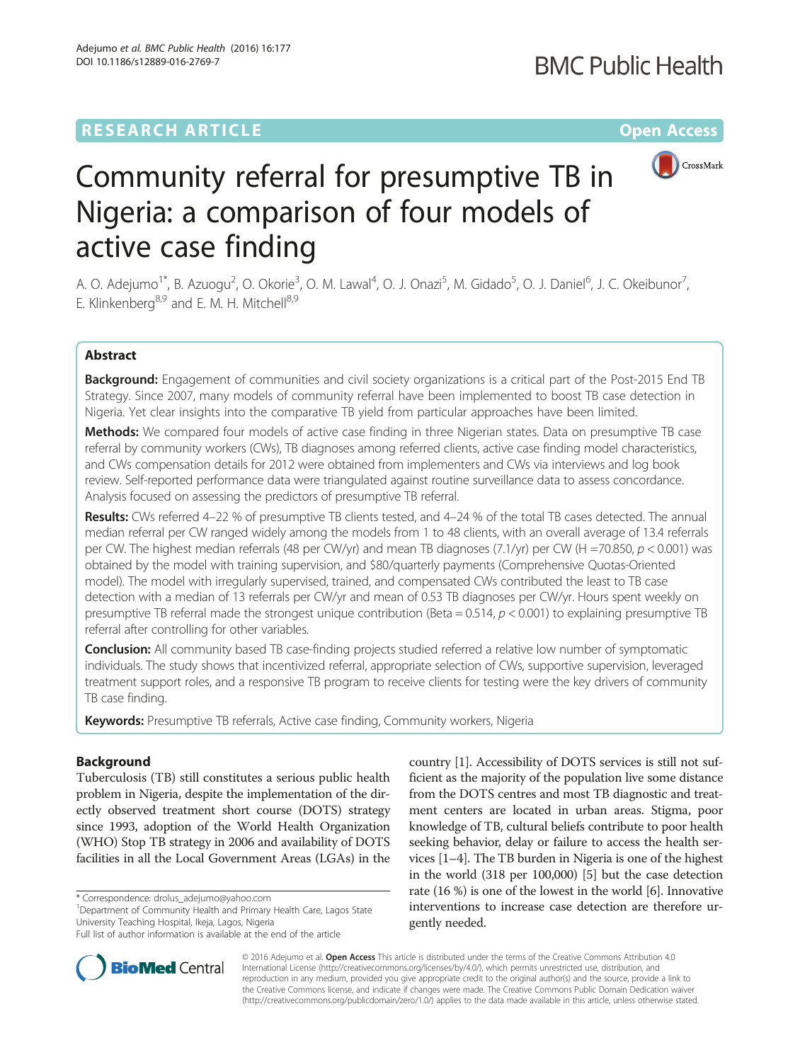# Community referral for presumptive TB in Nigeria: a comparison of four models of active case finding

A. O. Adejumo[1*], B. Azuogu[2], O. Okorie[3], O. M. Lawal[4], O. J. Onazi[5], M. Gidado[5], O. J. Daniel[6], J. C. Okeibunor[7], E. Klinkenberg[8,9] and E. M. H. Mitchell[8,9]

## Abstract

**Background:** Engagement of communities and civil society organizations is a critical part of the Post-2015 End TB Strategy. Since 2007, many models of community referral have been implemented to boost TB case detection in Nigeria. Yet clear insights into the comparative TB yield from particular approaches have been limited.

**Methods:** We compared four models of active case finding in three Nigerian states. Data on presumptive TB case referral by community workers (CWs), TB diagnoses among referred clients, active case finding model characteristics, and CWs compensation details for 2012 were obtained from implementers and CWs via interviews and log book review. Self-reported performance data were triangulated against routine surveillance data to assess concordance. Analysis focused on assessing the predictors of presumptive TB referral.

**Results:** CWs referred 4–22 % of presumptive TB clients tested, and 4–24 % of the total TB cases detected. The annual median referral per CW ranged widely among the models from 1 to 48 clients, with an overall average of 13.4 referrals per CW. The highest median referrals (48 per CW/yr) and mean TB diagnoses (7.1/yr) per CW (H =70.850, $p < 0.001$) was obtained by the model with training supervision, and \$80/quarterly payments (Comprehensive Quotas-Oriented model). The model with irregularly supervised, trained, and compensated CWs contributed the least to TB case detection with a median of 13 referrals per CW/yr and mean of 0.53 TB diagnoses per CW/yr. Hours spent weekly on presumptive TB referral made the strongest unique contribution (Beta = 0.514, $p < 0.001$) to explaining presumptive TB referral after controlling for other variables.

**Conclusion:** All community based TB case-finding projects studied referred a relative low number of symptomatic individuals. The study shows that incentivized referral, appropriate selection of CWs, supportive supervision, leveraged treatment support roles, and a responsive TB program to receive clients for testing were the key drivers of community TB case finding.

**Keywords:** Presumptive TB referrals, Active case finding, Community workers, Nigeria

## Background

Tuberculosis (TB) still constitutes a serious public health problem in Nigeria, despite the implementation of the directly observed treatment short course (DOTS) strategy since 1993, adoption of the World Health Organization (WHO) Stop TB strategy in 2006 and availability of DOTS facilities in all the Local Government Areas (LGAs) in the country [1]. Accessibility of DOTS services is still not sufficient as the majority of the population live some distance from the DOTS centres and most TB diagnostic and treatment centers are located in urban areas. Stigma, poor knowledge of TB, cultural beliefs contribute to poor health seeking behavior, delay or failure to access the health services [1–4]. The TB burden in Nigeria is one of the highest in the world (318 per 100,000) [5] but the case detection rate (16 %) is one of the lowest in the world [6]. Innovative interventions to increase case detection are therefore urgently needed.

\* Correspondence: drolus_adejumo@yahoo.com
[1]Department of Community Health and Primary Health Care, Lagos State University Teaching Hospital, Ikeja, Lagos, Nigeria
Full list of author information is available at the end of the article

© 2016 Adejumo et al. **Open Access** This article is distributed under the terms of the Creative Commons Attribution 4.0 International License (http://creativecommons.org/licenses/by/4.0/), which permits unrestricted use, distribution, and reproduction in any medium, provided you give appropriate credit to the original author(s) and the source, provide a link to the Creative Commons license, and indicate if changes were made. The Creative Commons Public Domain Dedication waiver (http://creativecommons.org/publicdomain/zero/1.0/) applies to the data made available in this article, unless otherwise stated.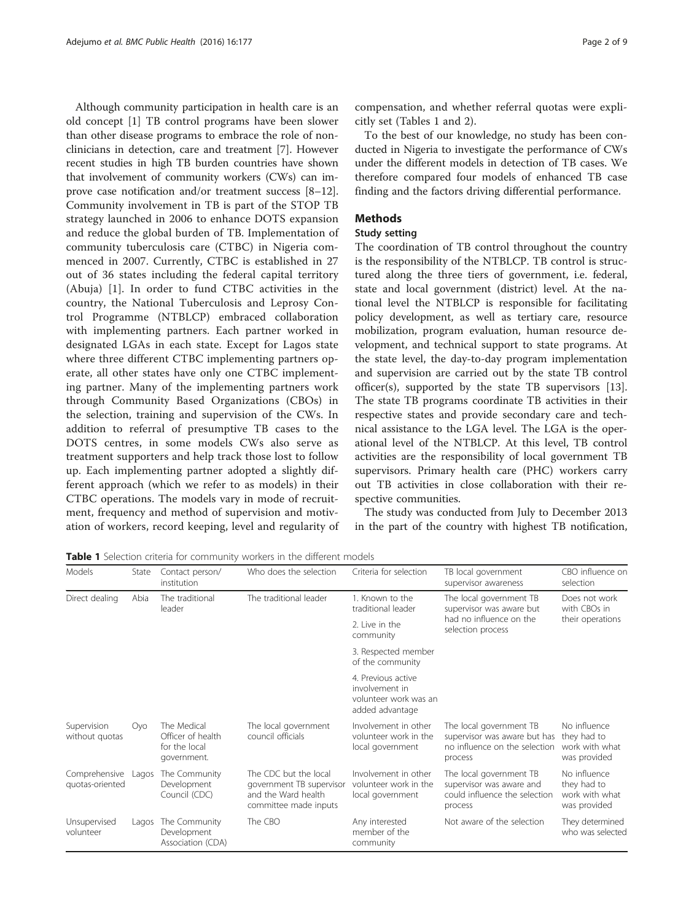Although community participation in health care is an old concept [1] TB control programs have been slower than other disease programs to embrace the role of non-clinicians in detection, care and treatment [7]. However recent studies in high TB burden countries have shown that involvement of community workers (CWs) can improve case notification and/or treatment success [8–12]. Community involvement in TB is part of the STOP TB strategy launched in 2006 to enhance DOTS expansion and reduce the global burden of TB. Implementation of community tuberculosis care (CTBC) in Nigeria commenced in 2007. Currently, CTBC is established in 27 out of 36 states including the federal capital territory (Abuja) [1]. In order to fund CTBC activities in the country, the National Tuberculosis and Leprosy Control Programme (NTBLCP) embraced collaboration with implementing partners. Each partner worked in designated LGAs in each state. Except for Lagos state where three different CTBC implementing partners operate, all other states have only one CTBC implementing partner. Many of the implementing partners work through Community Based Organizations (CBOs) in the selection, training and supervision of the CWs. In addition to referral of presumptive TB cases to the DOTS centres, in some models CWs also serve as treatment supporters and help track those lost to follow up. Each implementing partner adopted a slightly different approach (which we refer to as models) in their CTBC operations. The models vary in mode of recruitment, frequency and method of supervision and motivation of workers, record keeping, level and regularity of compensation, and whether referral quotas were explicitly set (Tables 1 and 2).

To the best of our knowledge, no study has been conducted in Nigeria to investigate the performance of CWs under the different models in detection of TB cases. We therefore compared four models of enhanced TB case finding and the factors driving differential performance.

## Methods

### Study setting

The coordination of TB control throughout the country is the responsibility of the NTBLCP. TB control is structured along the three tiers of government, i.e. federal, state and local government (district) level. At the national level the NTBLCP is responsible for facilitating policy development, as well as tertiary care, resource mobilization, program evaluation, human resource development, and technical support to state programs. At the state level, the day-to-day program implementation and supervision are carried out by the state TB control officer(s), supported by the state TB supervisors [13]. The state TB programs coordinate TB activities in their respective states and provide secondary care and technical assistance to the LGA level. The LGA is the operational level of the NTBLCP. At this level, TB control activities are the responsibility of local government TB supervisors. Primary health care (PHC) workers carry out TB activities in close collaboration with their respective communities.

The study was conducted from July to December 2013 in the part of the country with highest TB notification,

**Table 1** Selection criteria for community workers in the different models

| Models | State | Contact person/ institution | Who does the selection | Criteria for selection | TB local government supervisor awareness | CBO influence on selection |
|---|---|---|---|---|---|---|
| Direct dealing | Abia | The traditional leader | The traditional leader | 1. Known to the traditional leader<br>2. Live in the community<br>3. Respected member of the community<br>4. Previous active involvement in volunteer work was an added advantage | The local government TB supervisor was aware but had no influence on the selection process | Does not work with CBOs in their operations |
| Supervision without quotas | Oyo | The Medical Officer of health for the local government. | The local government council officials | Involvement in other volunteer work in the local government | The local government TB supervisor was aware but has no influence on the selection process | No influence they had to work with what was provided |
| Comprehensive quotas-oriented | Lagos | The Community Development Council (CDC) | The CDC but the local government TB supervisor and the Ward health committee made inputs | Involvement in other volunteer work in the local government | The local government TB supervisor was aware and could influence the selection process | No influence they had to work with what was provided |
| Unsupervised volunteer | Lagos | The Community Development Association (CDA) | The CBO | Any interested member of the community | Not aware of the selection | They determined who was selected |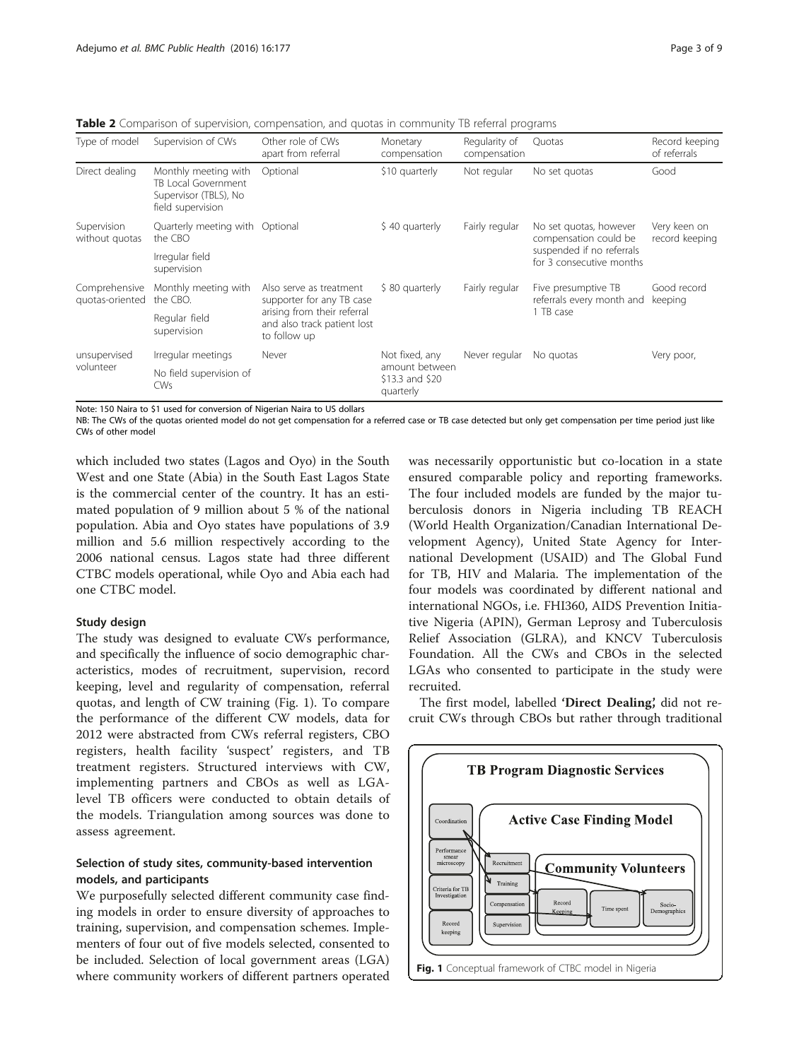**Table 2** Comparison of supervision, compensation, and quotas in community TB referral programs

| Type of model | Supervision of CWs | Other role of CWs apart from referral | Monetary compensation | Regularity of compensation | Quotas | Record keeping of referrals |
|---|---|---|---|---|---|---|
| Direct dealing | Monthly meeting with TB Local Government Supervisor (TBLS), No field supervision | Optional | $10 quarterly | Not regular | No set quotas | Good |
| Supervision without quotas | Quarterly meeting with the CBO<br>Irregular field supervision | Optional | $ 40 quarterly | Fairly regular | No set quotas, however compensation could be suspended if no referrals for 3 consecutive months | Very keen on record keeping |
| Comprehensive quotas-oriented | Monthly meeting with the CBO.<br>Regular field supervision | Also serve as treatment supporter for any TB case arising from their referral and also track patient lost to follow up | $ 80 quarterly | Fairly regular | Five presumptive TB referrals every month and 1 TB case | Good record keeping |
| unsupervised volunteer | Irregular meetings<br>No field supervision of CWs | Never | Not fixed, any amount between $13.3 and $20 quarterly | Never regular | No quotas | Very poor, |

Note: 150 Naira to $1 used for conversion of Nigerian Naira to US dollars

NB: The CWs of the quotas oriented model do not get compensation for a referred case or TB case detected but only get compensation per time period just like CWs of other model

which included two states (Lagos and Oyo) in the South West and one State (Abia) in the South East Lagos State is the commercial center of the country. It has an estimated population of 9 million about 5 % of the national population. Abia and Oyo states have populations of 3.9 million and 5.6 million respectively according to the 2006 national census. Lagos state had three different CTBC models operational, while Oyo and Abia each had one CTBC model.

### Study design

The study was designed to evaluate CWs performance, and specifically the influence of socio demographic characteristics, modes of recruitment, supervision, record keeping, level and regularity of compensation, referral quotas, and length of CW training (Fig. 1). To compare the performance of the different CW models, data for 2012 were abstracted from CWs referral registers, CBO registers, health facility 'suspect' registers, and TB treatment registers. Structured interviews with CW, implementing partners and CBOs as well as LGA-level TB officers were conducted to obtain details of the models. Triangulation among sources was done to assess agreement.

### Selection of study sites, community-based intervention models, and participants

We purposefully selected different community case finding models in order to ensure diversity of approaches to training, supervision, and compensation schemes. Implementers of four out of five models selected, consented to be included. Selection of local government areas (LGA) where community workers of different partners operated was necessarily opportunistic but co-location in a state ensured comparable policy and reporting frameworks. The four included models are funded by the major tuberculosis donors in Nigeria including TB REACH (World Health Organization/Canadian International Development Agency), United State Agency for International Development (USAID) and The Global Fund for TB, HIV and Malaria. The implementation of the four models was coordinated by different national and international NGOs, i.e. FHI360, AIDS Prevention Initiative Nigeria (APIN), German Leprosy and Tuberculosis Relief Association (GLRA), and KNCV Tuberculosis Foundation. All the CWs and CBOs in the selected LGAs who consented to participate in the study were recruited.

The first model, labelled **'Direct Dealing,'** did not recruit CWs through CBOs but rather through traditional

**Fig. 1** Conceptual framework of CTBC model in Nigeria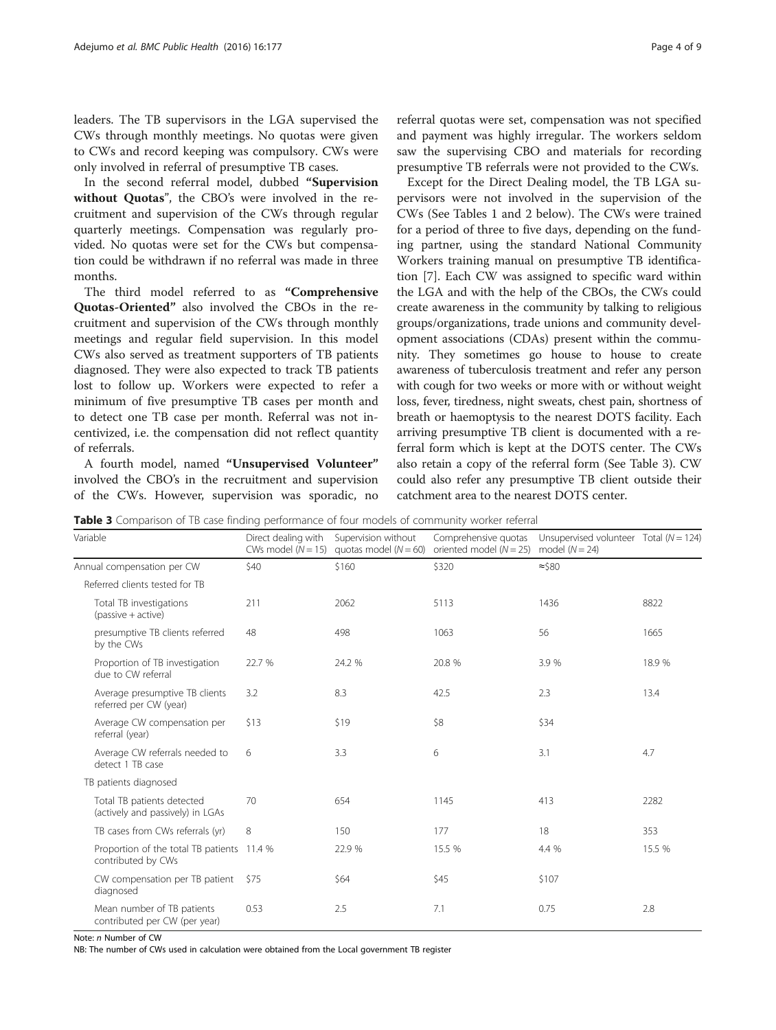leaders. The TB supervisors in the LGA supervised the CWs through monthly meetings. No quotas were given to CWs and record keeping was compulsory. CWs were only involved in referral of presumptive TB cases.

In the second referral model, dubbed **"Supervision without Quotas"**, the CBO's were involved in the recruitment and supervision of the CWs through regular quarterly meetings. Compensation was regularly provided. No quotas were set for the CWs but compensation could be withdrawn if no referral was made in three months.

The third model referred to as **"Comprehensive Quotas-Oriented"** also involved the CBOs in the recruitment and supervision of the CWs through monthly meetings and regular field supervision. In this model CWs also served as treatment supporters of TB patients diagnosed. They were also expected to track TB patients lost to follow up. Workers were expected to refer a minimum of five presumptive TB cases per month and to detect one TB case per month. Referral was not incentivized, i.e. the compensation did not reflect quantity of referrals.

A fourth model, named **"Unsupervised Volunteer"** involved the CBO's in the recruitment and supervision of the CWs. However, supervision was sporadic, no referral quotas were set, compensation was not specified and payment was highly irregular. The workers seldom saw the supervising CBO and materials for recording presumptive TB referrals were not provided to the CWs.

Except for the Direct Dealing model, the TB LGA supervisors were not involved in the supervision of the CWs (See Tables 1 and 2 below). The CWs were trained for a period of three to five days, depending on the funding partner, using the standard National Community Workers training manual on presumptive TB identification [7]. Each CW was assigned to specific ward within the LGA and with the help of the CBOs, the CWs could create awareness in the community by talking to religious groups/organizations, trade unions and community development associations (CDAs) present within the community. They sometimes go house to house to create awareness of tuberculosis treatment and refer any person with cough for two weeks or more with or without weight loss, fever, tiredness, night sweats, chest pain, shortness of breath or haemoptysis to the nearest DOTS facility. Each arriving presumptive TB client is documented with a referral form which is kept at the DOTS center. The CWs also retain a copy of the referral form (See Table 3). CW could also refer any presumptive TB client outside their catchment area to the nearest DOTS center.

**Table 3** Comparison of TB case finding performance of four models of community worker referral

| Variable | Direct dealing with CWs model ($N = 15$) | Supervision without quotas model ($N = 60$) | Comprehensive quotas oriented model ($N = 25$) | Unsupervised volunteer model ($N = 24$) | Total ($N = 124$) |
|---|---|---|---|---|---|
| Annual compensation per CW | \$40 | \$160 | \$320 | ≈\$80 | |
| Referred clients tested for TB | | | | | |
| Total TB investigations (passive + active) | 211 | 2062 | 5113 | 1436 | 8822 |
| presumptive TB clients referred by the CWs | 48 | 498 | 1063 | 56 | 1665 |
| Proportion of TB investigation due to CW referral | 22.7 % | 24.2 % | 20.8 % | 3.9 % | 18.9 % |
| Average presumptive TB clients referred per CW (year) | 3.2 | 8.3 | 42.5 | 2.3 | 13.4 |
| Average CW compensation per referral (year) | \$13 | \$19 | \$8 | \$34 | |
| Average CW referrals needed to detect 1 TB case | 6 | 3.3 | 6 | 3.1 | 4.7 |
| TB patients diagnosed | | | | | |
| Total TB patients detected (actively and passively) in LGAs | 70 | 654 | 1145 | 413 | 2282 |
| TB cases from CWs referrals (yr) | 8 | 150 | 177 | 18 | 353 |
| Proportion of the total TB patients contributed by CWs | 11.4 % | 22.9 % | 15.5 % | 4.4 % | 15.5 % |
| CW compensation per TB patient diagnosed | \$75 | \$64 | \$45 | \$107 | |
| Mean number of TB patients contributed per CW (per year) | 0.53 | 2.5 | 7.1 | 0.75 | 2.8 |

Note: *n* Number of CW

NB: The number of CWs used in calculation were obtained from the Local government TB register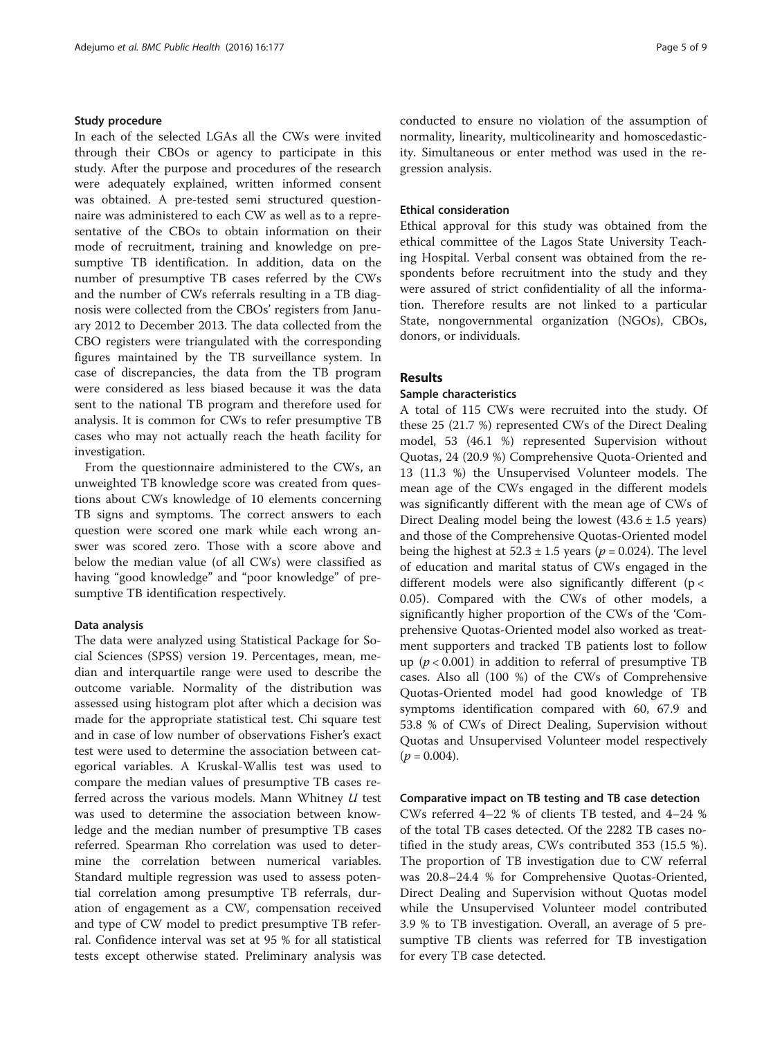#### Study procedure

In each of the selected LGAs all the CWs were invited through their CBOs or agency to participate in this study. After the purpose and procedures of the research were adequately explained, written informed consent was obtained. A pre-tested semi structured questionnaire was administered to each CW as well as to a representative of the CBOs to obtain information on their mode of recruitment, training and knowledge on presumptive TB identification. In addition, data on the number of presumptive TB cases referred by the CWs and the number of CWs referrals resulting in a TB diagnosis were collected from the CBOs' registers from January 2012 to December 2013. The data collected from the CBO registers were triangulated with the corresponding figures maintained by the TB surveillance system. In case of discrepancies, the data from the TB program were considered as less biased because it was the data sent to the national TB program and therefore used for analysis. It is common for CWs to refer presumptive TB cases who may not actually reach the heath facility for investigation.

From the questionnaire administered to the CWs, an unweighted TB knowledge score was created from questions about CWs knowledge of 10 elements concerning TB signs and symptoms. The correct answers to each question were scored one mark while each wrong answer was scored zero. Those with a score above and below the median value (of all CWs) were classified as having "good knowledge" and "poor knowledge" of presumptive TB identification respectively.

#### Data analysis

The data were analyzed using Statistical Package for Social Sciences (SPSS) version 19. Percentages, mean, median and interquartile range were used to describe the outcome variable. Normality of the distribution was assessed using histogram plot after which a decision was made for the appropriate statistical test. Chi square test and in case of low number of observations Fisher's exact test were used to determine the association between categorical variables. A Kruskal-Wallis test was used to compare the median values of presumptive TB cases referred across the various models. Mann Whitney *U* test was used to determine the association between knowledge and the median number of presumptive TB cases referred. Spearman Rho correlation was used to determine the correlation between numerical variables. Standard multiple regression was used to assess potential correlation among presumptive TB referrals, duration of engagement as a CW, compensation received and type of CW model to predict presumptive TB referral. Confidence interval was set at 95 % for all statistical tests except otherwise stated. Preliminary analysis was conducted to ensure no violation of the assumption of normality, linearity, multicolinearity and homoscedasticity. Simultaneous or enter method was used in the regression analysis.

#### Ethical consideration

Ethical approval for this study was obtained from the ethical committee of the Lagos State University Teaching Hospital. Verbal consent was obtained from the respondents before recruitment into the study and they were assured of strict confidentiality of all the information. Therefore results are not linked to a particular State, nongovernmental organization (NGOs), CBOs, donors, or individuals.

## Results

#### Sample characteristics

A total of 115 CWs were recruited into the study. Of these 25 (21.7 %) represented CWs of the Direct Dealing model, 53 (46.1 %) represented Supervision without Quotas, 24 (20.9 %) Comprehensive Quota-Oriented and 13 (11.3 %) the Unsupervised Volunteer models. The mean age of the CWs engaged in the different models was significantly different with the mean age of CWs of Direct Dealing model being the lowest (43.6 ± 1.5 years) and those of the Comprehensive Quotas-Oriented model being the highest at 52.3 ± 1.5 years ($p = 0.024$). The level of education and marital status of CWs engaged in the different models were also significantly different ($p < 0.05$). Compared with the CWs of other models, a significantly higher proportion of the CWs of the 'Comprehensive Quotas-Oriented model also worked as treatment supporters and tracked TB patients lost to follow up ($p < 0.001$) in addition to referral of presumptive TB cases. Also all (100 %) of the CWs of Comprehensive Quotas-Oriented model had good knowledge of TB symptoms identification compared with 60, 67.9 and 53.8 % of CWs of Direct Dealing, Supervision without Quotas and Unsupervised Volunteer model respectively ($p = 0.004$).

#### Comparative impact on TB testing and TB case detection

CWs referred 4–22 % of clients TB tested, and 4–24 % of the total TB cases detected. Of the 2282 TB cases notified in the study areas, CWs contributed 353 (15.5 %). The proportion of TB investigation due to CW referral was 20.8–24.4 % for Comprehensive Quotas-Oriented, Direct Dealing and Supervision without Quotas model while the Unsupervised Volunteer model contributed 3.9 % to TB investigation. Overall, an average of 5 presumptive TB clients was referred for TB investigation for every TB case detected.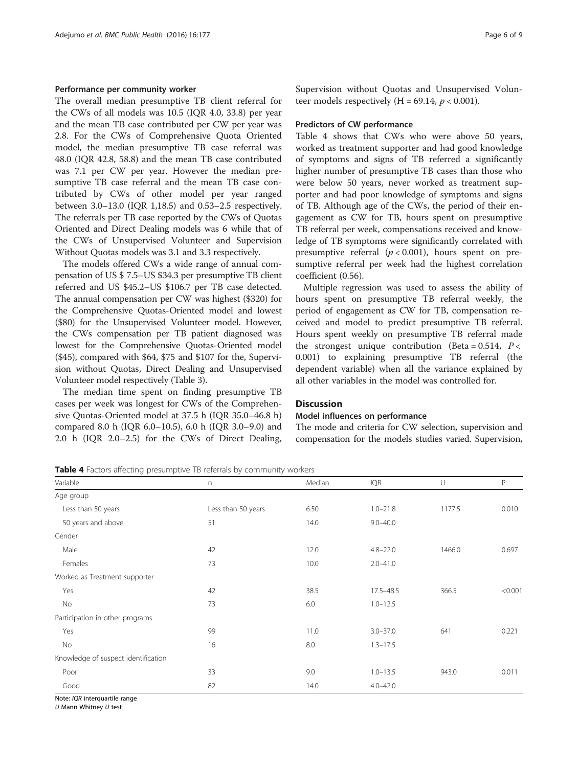#### Performance per community worker

The overall median presumptive TB client referral for the CWs of all models was 10.5 (IQR 4.0, 33.8) per year and the mean TB case contributed per CW per year was 2.8. For the CWs of Comprehensive Quota Oriented model, the median presumptive TB case referral was 48.0 (IQR 42.8, 58.8) and the mean TB case contributed was 7.1 per CW per year. However the median presumptive TB case referral and the mean TB case contributed by CWs of other model per year ranged between 3.0–13.0 (IQR 1,18.5) and 0.53–2.5 respectively. The referrals per TB case reported by the CWs of Quotas Oriented and Direct Dealing models was 6 while that of the CWs of Unsupervised Volunteer and Supervision Without Quotas models was 3.1 and 3.3 respectively.

The models offered CWs a wide range of annual compensation of US $ 7.5–US $34.3 per presumptive TB client referred and US $45.2–US $106.7 per TB case detected. The annual compensation per CW was highest ($320) for the Comprehensive Quotas-Oriented model and lowest ($80) for the Unsupervised Volunteer model. However, the CWs compensation per TB patient diagnosed was lowest for the Comprehensive Quotas-Oriented model ($45), compared with $64, $75 and $107 for the, Supervision without Quotas, Direct Dealing and Unsupervised Volunteer model respectively (Table 3).

The median time spent on finding presumptive TB cases per week was longest for CWs of the Comprehensive Quotas-Oriented model at 37.5 h (IQR 35.0–46.8 h) compared 8.0 h (IQR 6.0–10.5), 6.0 h (IQR 3.0–9.0) and 2.0 h (IQR 2.0–2.5) for the CWs of Direct Dealing, Supervision without Quotas and Unsupervised Volunteer models respectively (H = 69.14, $p < 0.001$).

#### Predictors of CW performance

Table 4 shows that CWs who were above 50 years, worked as treatment supporter and had good knowledge of symptoms and signs of TB referred a significantly higher number of presumptive TB cases than those who were below 50 years, never worked as treatment supporter and had poor knowledge of symptoms and signs of TB. Although age of the CWs, the period of their engagement as CW for TB, hours spent on presumptive TB referral per week, compensations received and knowledge of TB symptoms were significantly correlated with presumptive referral ($p < 0.001$), hours spent on presumptive referral per week had the highest correlation coefficient (0.56).

Multiple regression was used to assess the ability of hours spent on presumptive TB referral weekly, the period of engagement as CW for TB, compensation received and model to predict presumptive TB referral. Hours spent weekly on presumptive TB referral made the strongest unique contribution (Beta = 0.514, $P < 0.001$) to explaining presumptive TB referral (the dependent variable) when all the variance explained by all other variables in the model was controlled for.

## Discussion

### Model influences on performance

The mode and criteria for CW selection, supervision and compensation for the models studies varied. Supervision,

**Table 4** Factors affecting presumptive TB referrals by community workers

| Variable | n | Median | IQR | U | P |
|---|---|---|---|---|---|
| Age group | | | | | |
| Less than 50 years | Less than 50 years | 6.50 | 1.0–21.8 | 1177.5 | 0.010 |
| 50 years and above | 51 | 14.0 | 9.0–40.0 | | |
| Gender | | | | | |
| Male | 42 | 12.0 | 4.8–22.0 | 1466.0 | 0.697 |
| Females | 73 | 10.0 | 2.0–41.0 | | |
| Worked as Treatment supporter | | | | | |
| Yes | 42 | 38.5 | 17.5–48.5 | 366.5 | <0.001 |
| No | 73 | 6.0 | 1.0–12.5 | | |
| Participation in other programs | | | | | |
| Yes | 99 | 11.0 | 3.0–37.0 | 641 | 0.221 |
| No | 16 | 8.0 | 1.3–17.5 | | |
| Knowledge of suspect identification | | | | | |
| Poor | 33 | 9.0 | 1.0–13.5 | 943.0 | 0.011 |
| Good | 82 | 14.0 | 4.0–42.0 | | |

Note: *IQR* interquartile range
*U* Mann Whitney *U* test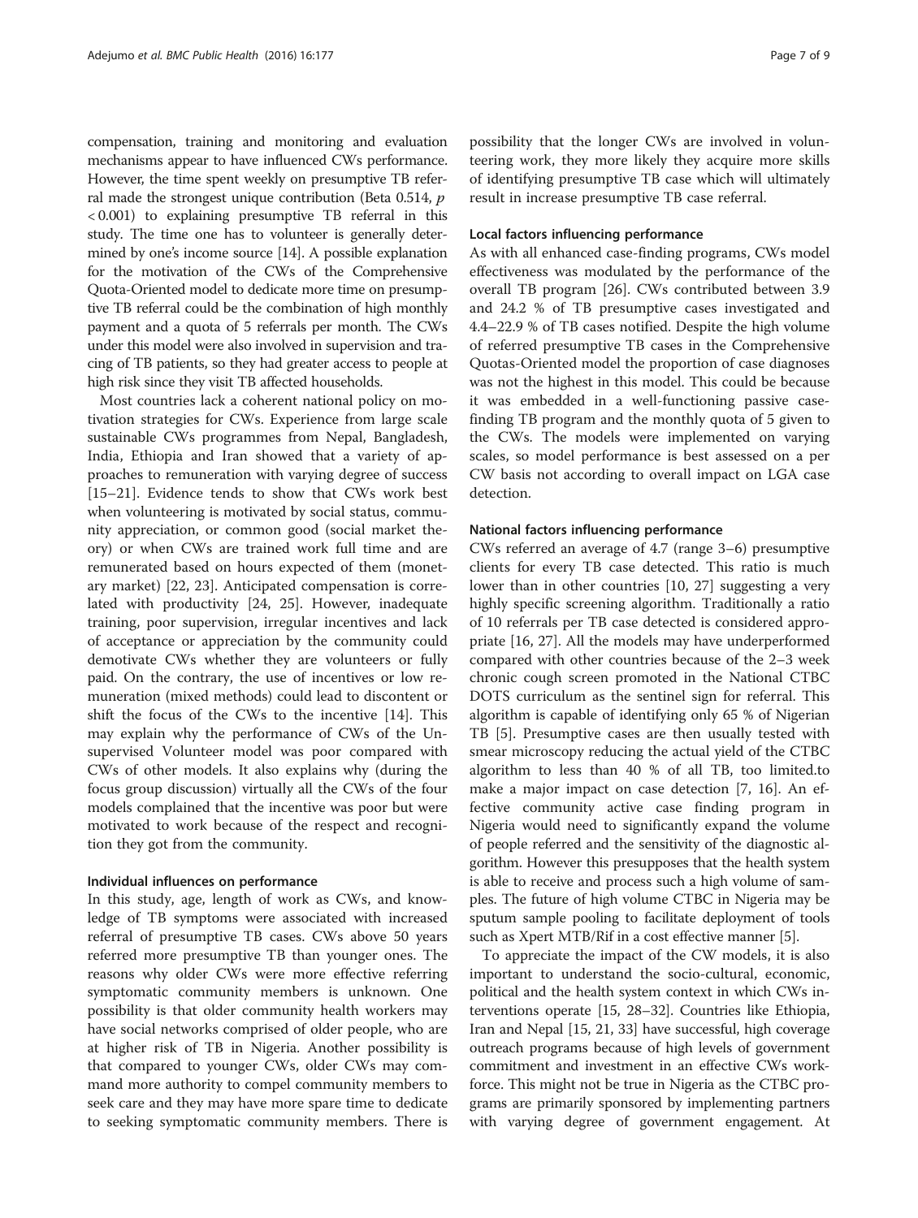compensation, training and monitoring and evaluation mechanisms appear to have influenced CWs performance. However, the time spent weekly on presumptive TB referral made the strongest unique contribution (Beta 0.514, $p < 0.001$) to explaining presumptive TB referral in this study. The time one has to volunteer is generally determined by one's income source [14]. A possible explanation for the motivation of the CWs of the Comprehensive Quota-Oriented model to dedicate more time on presumptive TB referral could be the combination of high monthly payment and a quota of 5 referrals per month. The CWs under this model were also involved in supervision and tracing of TB patients, so they had greater access to people at high risk since they visit TB affected households.

Most countries lack a coherent national policy on motivation strategies for CWs. Experience from large scale sustainable CWs programmes from Nepal, Bangladesh, India, Ethiopia and Iran showed that a variety of approaches to remuneration with varying degree of success [15–21]. Evidence tends to show that CWs work best when volunteering is motivated by social status, community appreciation, or common good (social market theory) or when CWs are trained work full time and are remunerated based on hours expected of them (monetary market) [22, 23]. Anticipated compensation is correlated with productivity [24, 25]. However, inadequate training, poor supervision, irregular incentives and lack of acceptance or appreciation by the community could demotivate CWs whether they are volunteers or fully paid. On the contrary, the use of incentives or low remuneration (mixed methods) could lead to discontent or shift the focus of the CWs to the incentive [14]. This may explain why the performance of CWs of the Unsupervised Volunteer model was poor compared with CWs of other models. It also explains why (during the focus group discussion) virtually all the CWs of the four models complained that the incentive was poor but were motivated to work because of the respect and recognition they got from the community.

### Individual influences on performance

In this study, age, length of work as CWs, and knowledge of TB symptoms were associated with increased referral of presumptive TB cases. CWs above 50 years referred more presumptive TB than younger ones. The reasons why older CWs were more effective referring symptomatic community members is unknown. One possibility is that older community health workers may have social networks comprised of older people, who are at higher risk of TB in Nigeria. Another possibility is that compared to younger CWs, older CWs may command more authority to compel community members to seek care and they may have more spare time to dedicate to seeking symptomatic community members. There is possibility that the longer CWs are involved in volunteering work, they more likely they acquire more skills of identifying presumptive TB case which will ultimately result in increase presumptive TB case referral.

### Local factors influencing performance

As with all enhanced case-finding programs, CWs model effectiveness was modulated by the performance of the overall TB program [26]. CWs contributed between 3.9 and 24.2 % of TB presumptive cases investigated and 4.4–22.9 % of TB cases notified. Despite the high volume of referred presumptive TB cases in the Comprehensive Quotas-Oriented model the proportion of case diagnoses was not the highest in this model. This could be because it was embedded in a well-functioning passive case-finding TB program and the monthly quota of 5 given to the CWs. The models were implemented on varying scales, so model performance is best assessed on a per CW basis not according to overall impact on LGA case detection.

### National factors influencing performance

CWs referred an average of 4.7 (range 3–6) presumptive clients for every TB case detected. This ratio is much lower than in other countries [10, 27] suggesting a very highly specific screening algorithm. Traditionally a ratio of 10 referrals per TB case detected is considered appropriate [16, 27]. All the models may have underperformed compared with other countries because of the 2–3 week chronic cough screen promoted in the National CTBC DOTS curriculum as the sentinel sign for referral. This algorithm is capable of identifying only 65 % of Nigerian TB [5]. Presumptive cases are then usually tested with smear microscopy reducing the actual yield of the CTBC algorithm to less than 40 % of all TB, too limited.to make a major impact on case detection [7, 16]. An effective community active case finding program in Nigeria would need to significantly expand the volume of people referred and the sensitivity of the diagnostic algorithm. However this presupposes that the health system is able to receive and process such a high volume of samples. The future of high volume CTBC in Nigeria may be sputum sample pooling to facilitate deployment of tools such as Xpert MTB/Rif in a cost effective manner [5].

To appreciate the impact of the CW models, it is also important to understand the socio-cultural, economic, political and the health system context in which CWs interventions operate [15, 28–32]. Countries like Ethiopia, Iran and Nepal [15, 21, 33] have successful, high coverage outreach programs because of high levels of government commitment and investment in an effective CWs workforce. This might not be true in Nigeria as the CTBC programs are primarily sponsored by implementing partners with varying degree of government engagement. At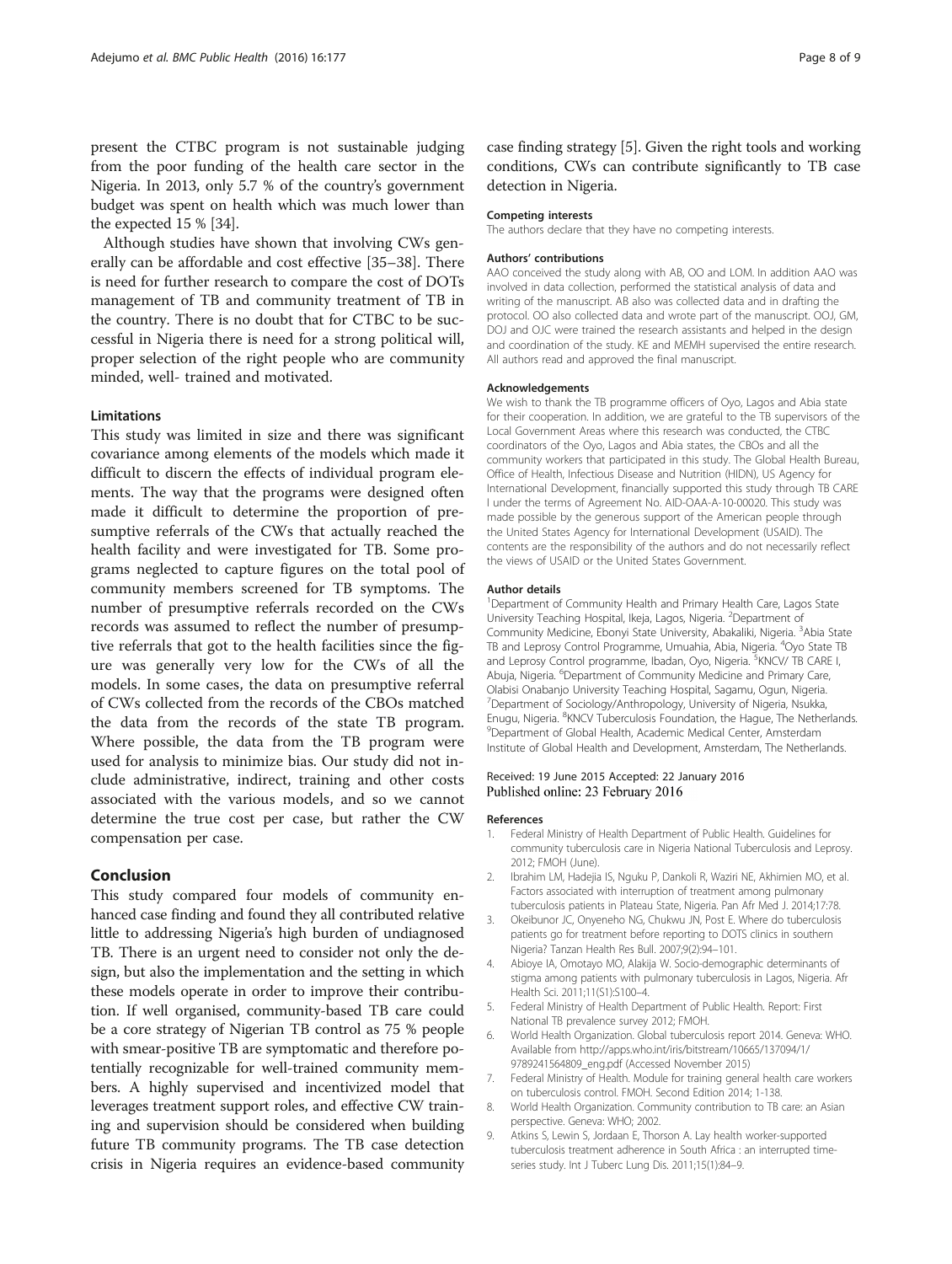present the CTBC program is not sustainable judging from the poor funding of the health care sector in the Nigeria. In 2013, only 5.7 % of the country's government budget was spent on health which was much lower than the expected 15 % [34].

Although studies have shown that involving CWs generally can be affordable and cost effective [35–38]. There is need for further research to compare the cost of DOTs management of TB and community treatment of TB in the country. There is no doubt that for CTBC to be successful in Nigeria there is need for a strong political will, proper selection of the right people who are community minded, well- trained and motivated.

### Limitations

This study was limited in size and there was significant covariance among elements of the models which made it difficult to discern the effects of individual program elements. The way that the programs were designed often made it difficult to determine the proportion of presumptive referrals of the CWs that actually reached the health facility and were investigated for TB. Some programs neglected to capture figures on the total pool of community members screened for TB symptoms. The number of presumptive referrals recorded on the CWs records was assumed to reflect the number of presumptive referrals that got to the health facilities since the figure was generally very low for the CWs of all the models. In some cases, the data on presumptive referral of CWs collected from the records of the CBOs matched the data from the records of the state TB program. Where possible, the data from the TB program were used for analysis to minimize bias. Our study did not include administrative, indirect, training and other costs associated with the various models, and so we cannot determine the true cost per case, but rather the CW compensation per case.

## Conclusion

This study compared four models of community enhanced case finding and found they all contributed relative little to addressing Nigeria's high burden of undiagnosed TB. There is an urgent need to consider not only the design, but also the implementation and the setting in which these models operate in order to improve their contribution. If well organised, community-based TB care could be a core strategy of Nigerian TB control as 75 % people with smear-positive TB are symptomatic and therefore potentially recognizable for well-trained community members. A highly supervised and incentivized model that leverages treatment support roles, and effective CW training and supervision should be considered when building future TB community programs. The TB case detection crisis in Nigeria requires an evidence-based community case finding strategy [5]. Given the right tools and working conditions, CWs can contribute significantly to TB case detection in Nigeria.

#### Competing interests

The authors declare that they have no competing interests.

#### Authors' contributions

AAO conceived the study along with AB, OO and LOM. In addition AAO was involved in data collection, performed the statistical analysis of data and writing of the manuscript. AB also was collected data and in drafting the protocol. OO also collected data and wrote part of the manuscript. OOJ, GM, DOJ and OJC were trained the research assistants and helped in the design and coordination of the study. KE and MEMH supervised the entire research. All authors read and approved the final manuscript.

#### Acknowledgements

We wish to thank the TB programme officers of Oyo, Lagos and Abia state for their cooperation. In addition, we are grateful to the TB supervisors of the Local Government Areas where this research was conducted, the CTBC coordinators of the Oyo, Lagos and Abia states, the CBOs and all the community workers that participated in this study. The Global Health Bureau, Office of Health, Infectious Disease and Nutrition (HIDN), US Agency for International Development, financially supported this study through TB CARE I under the terms of Agreement No. AID-OAA-A-10-00020. This study was made possible by the generous support of the American people through the United States Agency for International Development (USAID). The contents are the responsibility of the authors and do not necessarily reflect the views of USAID or the United States Government.

#### Author details

[1]Department of Community Health and Primary Health Care, Lagos State University Teaching Hospital, Ikeja, Lagos, Nigeria. [2]Department of Community Medicine, Ebonyi State University, Abakaliki, Nigeria. [3]Abia State TB and Leprosy Control Programme, Umuahia, Abia, Nigeria. [4]Oyo State TB and Leprosy Control programme, Ibadan, Oyo, Nigeria. [5]KNCV/ TB CARE I, Abuja, Nigeria. [6]Department of Community Medicine and Primary Care, Olabisi Onabanjo University Teaching Hospital, Sagamu, Ogun, Nigeria. [7]Department of Sociology/Anthropology, University of Nigeria, Nsukka, Enugu, Nigeria. [8]KNCV Tuberculosis Foundation, the Hague, The Netherlands. [9]Department of Global Health, Academic Medical Center, Amsterdam Institute of Global Health and Development, Amsterdam, The Netherlands.

Received: 19 June 2015 Accepted: 22 January 2016
Published online: 23 February 2016

#### References

1. Federal Ministry of Health Department of Public Health. Guidelines for community tuberculosis care in Nigeria National Tuberculosis and Leprosy. 2012; FMOH (June).
2. Ibrahim LM, Hadejia IS, Nguku P, Dankoli R, Waziri NE, Akhimien MO, et al. Factors associated with interruption of treatment among pulmonary tuberculosis patients in Plateau State, Nigeria. Pan Afr Med J. 2014;17:78.
3. Okeibunor JC, Onyeneho NG, Chukwu JN, Post E. Where do tuberculosis patients go for treatment before reporting to DOTS clinics in southern Nigeria? Tanzan Health Res Bull. 2007;9(2):94–101.
4. Abioye IA, Omotayo MO, Alakija W. Socio-demographic determinants of stigma among patients with pulmonary tuberculosis in Lagos, Nigeria. Afr Health Sci. 2011;11(S1):S100–4.
5. Federal Ministry of Health Department of Public Health. Report: First National TB prevalence survey 2012; FMOH.
6. World Health Organization. Global tuberculosis report 2014. Geneva: WHO. Available from http://apps.who.int/iris/bitstream/10665/137094/1/9789241564809_eng.pdf (Accessed November 2015)
7. Federal Ministry of Health. Module for training general health care workers on tuberculosis control. FMOH. Second Edition 2014; 1-138.
8. World Health Organization. Community contribution to TB care: an Asian perspective. Geneva: WHO; 2002.
9. Atkins S, Lewin S, Jordaan E, Thorson A. Lay health worker-supported tuberculosis treatment adherence in South Africa : an interrupted time-series study. Int J Tuberc Lung Dis. 2011;15(1):84–9.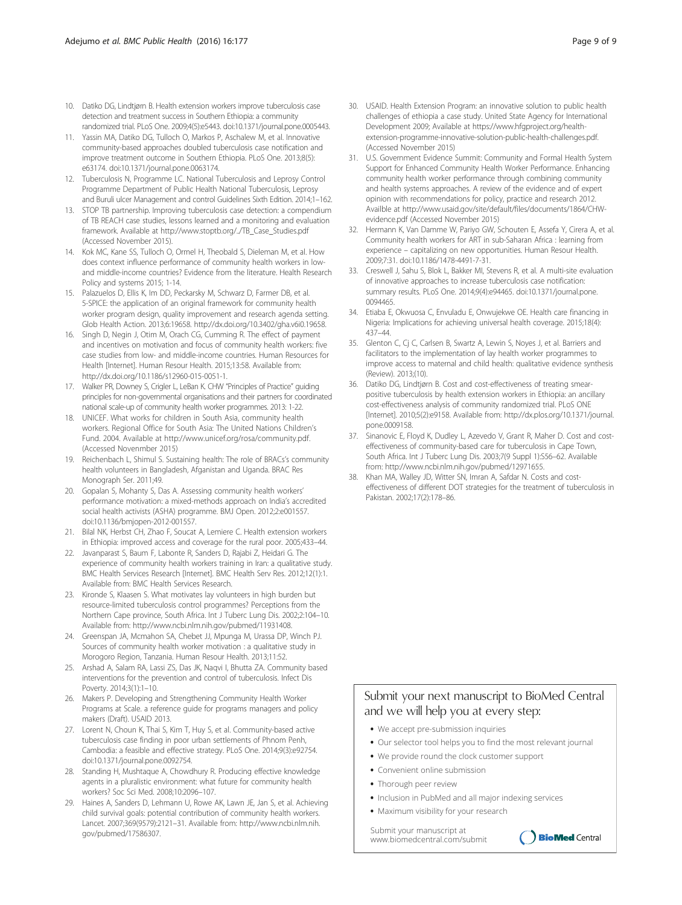10. Datiko DG, Lindtjørn B. Health extension workers improve tuberculosis case detection and treatment success in Southern Ethiopia: a community randomized trial. PLoS One. 2009;4(5):e5443. doi:10.1371/journal.pone.0005443.
11. Yassin MA, Datiko DG, Tulloch O, Markos P, Aschalew M, et al. Innovative community-based approaches doubled tuberculosis case notification and improve treatment outcome in Southern Ethiopia. PLoS One. 2013;8(5): e63174. doi:10.1371/journal.pone.0063174.
12. Tuberculosis N, Programme LC. National Tuberculosis and Leprosy Control Programme Department of Public Health National Tuberculosis, Leprosy and Buruli ulcer Management and control Guidelines Sixth Edition. 2014;1–162.
13. STOP TB partnership. Improving tuberculosis case detection: a compendium of TB REACH case studies, lessons learned and a monitoring and evaluation framework. Available at http://www.stoptb.org/../TB_Case_Studies.pdf (Accessed November 2015).
14. Kok MC, Kane SS, Tulloch O, Ormel H, Theobald S, Dieleman M, et al. How does context influence performance of community health workers in low- and middle-income countries? Evidence from the literature. Health Research Policy and systems 2015; 1-14.
15. Palazuelos D, Ellis K, Im DD, Peckarsky M, Schwarz D, Farmer DB, et al. 5-SPICE: the application of an original framework for community health worker program design, quality improvement and research agenda setting. Glob Health Action. 2013;6:19658. http://dx.doi.org/10.3402/gha.v6i0.19658.
16. Singh D, Negin J, Otim M, Orach CG, Cumming R. The effect of payment and incentives on motivation and focus of community health workers: five case studies from low- and middle-income countries. Human Resources for Health [Internet]. Human Resour Health. 2015;13:58. Available from: http://dx.doi.org/10.1186/s12960-015-0051-1.
17. Walker PR, Downey S, Crigler L, LeBan K. CHW "Principles of Practice" guiding principles for non-governmental organisations and their partners for coordinated national scale-up of community health worker programmes. 2013: 1-22.
18. UNICEF. What works for children in South Asia, community health workers. Regional Office for South Asia: The United Nations Children's Fund. 2004. Available at http://www.unicef.org/rosa/community.pdf. (Accessed Novenmber 2015)
19. Reichenbach L, Shimul S. Sustaining health: The role of BRACs's community health volunteers in Bangladesh, Afganistan and Uganda. BRAC Res Monograph Ser. 2011;49.
20. Gopalan S, Mohanty S, Das A. Assessing community health workers' performance motivation: a mixed-methods approach on India's accredited social health activists (ASHA) programme. BMJ Open. 2012;2:e001557. doi:10.1136/bmjopen-2012-001557.
21. Bilal NK, Herbst CH, Zhao F, Soucat A, Lemiere C. Health extension workers in Ethiopia: improved access and coverage for the rural poor. 2005;433–44.
22. Javanparast S, Baum F, Labonte R, Sanders D, Rajabi Z, Heidari G. The experience of community health workers training in Iran: a qualitative study. BMC Health Services Research [Internet]. BMC Health Serv Res. 2012;12(1):1. Available from: BMC Health Services Research.
23. Kironde S, Klaasen S. What motivates lay volunteers in high burden but resource-limited tuberculosis control programmes? Perceptions from the Northern Cape province, South Africa. Int J Tuberc Lung Dis. 2002;2:104–10. Available from: http://www.ncbi.nlm.nih.gov/pubmed/11931408.
24. Greenspan JA, Mcmahon SA, Chebet JJ, Mpunga M, Urassa DP, Winch PJ. Sources of community health worker motivation : a qualitative study in Morogoro Region, Tanzania. Human Resour Health. 2013;11:52.
25. Arshad A, Salam RA, Lassi ZS, Das JK, Naqvi I, Bhutta ZA. Community based interventions for the prevention and control of tuberculosis. Infect Dis Poverty. 2014;3(1):1–10.
26. Makers P. Developing and Strengthening Community Health Worker Programs at Scale. a reference guide for programs managers and policy makers (Draft). USAID 2013.
27. Lorent N, Choun K, Thai S, Kim T, Huy S, et al. Community-based active tuberculosis case finding in poor urban settlements of Phnom Penh, Cambodia: a feasible and effective strategy. PLoS One. 2014;9(3):e92754. doi:10.1371/journal.pone.0092754.
28. Standing H, Mushtaque A, Chowdhury R. Producing effective knowledge agents in a pluralistic environment: what future for community health workers? Soc Sci Med. 2008;10:2096–107.
29. Haines A, Sanders D, Lehmann U, Rowe AK, Lawn JE, Jan S, et al. Achieving child survival goals: potential contribution of community health workers. Lancet. 2007;369(9579):2121–31. Available from: http://www.ncbi.nlm.nih.gov/pubmed/17586307.
30. USAID. Health Extension Program: an innovative solution to public health challenges of ethiopia a case study. United State Agency for International Development 2009; Available at https://www.hfgproject.org/health-extension-programme-innovative-solution-public-health-challenges.pdf. (Accessed November 2015)
31. U.S. Government Evidence Summit: Community and Formal Health System Support for Enhanced Community Health Worker Performance. Enhancing community health worker performance through combining community and health systems approaches. A review of the evidence and of expert opinion with recommendations for policy, practice and research 2012. Availble at http://www.usaid.gov/site/default/files/documents/1864/CHW-evidence.pdf (Accessed November 2015)
32. Hermann K, Van Damme W, Pariyo GW, Schouten E, Assefa Y, Cirera A, et al. Community health workers for ART in sub-Saharan Africa : learning from experience – capitalizing on new opportunities. Human Resour Health. 2009;7:31. doi:10.1186/1478-4491-7-31.
33. Creswell J, Sahu S, Blok L, Bakker MI, Stevens R, et al. A multi-site evaluation of innovative approaches to increase tuberculosis case notification: summary results. PLoS One. 2014;9(4):e94465. doi:10.1371/journal.pone.0094465.
34. Etiaba E, Okwuosa C, Envuladu E, Onwujekwe OE. Health care financing in Nigeria: Implications for achieving universal health coverage. 2015;18(4): 437–44.
35. Glenton C, Cj C, Carlsen B, Swartz A, Lewin S, Noyes J, et al. Barriers and facilitators to the implementation of lay health worker programmes to improve access to maternal and child health: qualitative evidence synthesis (Review). 2013;(10).
36. Datiko DG, Lindtjørn B. Cost and cost-effectiveness of treating smear-positive tuberculosis by health extension workers in Ethiopia: an ancillary cost-effectiveness analysis of community randomized trial. PLoS ONE [Internet]. 2010;5(2):e9158. Available from: http://dx.plos.org/10.1371/journal.pone.0009158.
37. Sinanovic E, Floyd K, Dudley L, Azevedo V, Grant R, Maher D. Cost and cost-effectiveness of community-based care for tuberculosis in Cape Town, South Africa. Int J Tuberc Lung Dis. 2003;7(9 Suppl 1):S56–62. Available from: http://www.ncbi.nlm.nih.gov/pubmed/12971655.
38. Khan MA, Walley JD, Witter SN, Imran A, Safdar N. Costs and cost-effectiveness of different DOT strategies for the treatment of tuberculosis in Pakistan. 2002;17(2):178–86.

## Submit your next manuscript to BioMed Central and we will help you at every step:

- We accept pre-submission inquiries
- Our selector tool helps you to find the most relevant journal
- We provide round the clock customer support
- Convenient online submission
- Thorough peer review
- Inclusion in PubMed and all major indexing services
- Maximum visibility for your research

Submit your manuscript at
www.biomedcentral.com/submit

BioMed Central